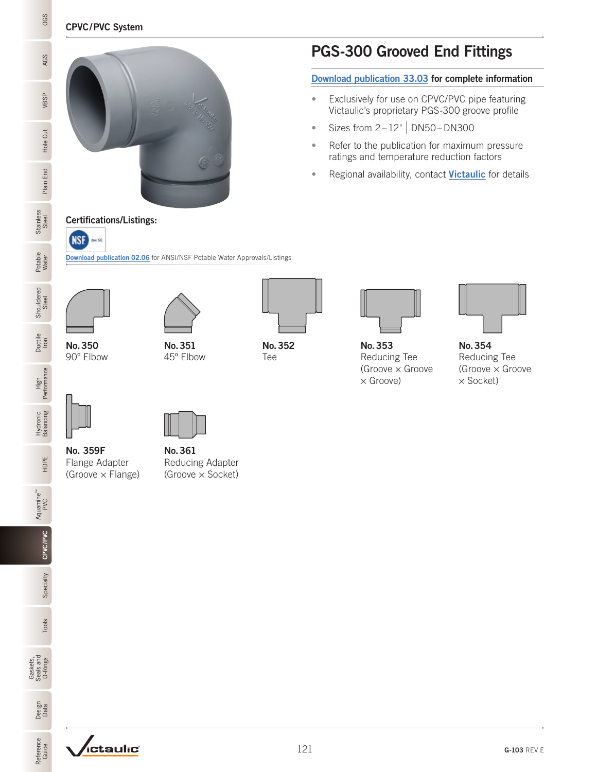CPVC/PVC System

# PGS-300 Grooved End Fittings

**Download publication 33.03 for complete information**

- Exclusively for use on CPVC/PVC pipe featuring Victaulic's proprietary PGS-300 groove profile
- Sizes from 2–12" | DN50–DN300
- Refer to the publication for maximum pressure ratings and temperature reduction factors
- Regional availability, contact **Victaulic** for details

### Certifications/Listings:

NSF pw SE

Download publication 02.06 for ANSI/NSF Potable Water Approvals/Listings

**No. 350**
90° Elbow

**No. 351**
45° Elbow

**No. 352**
Tee

**No. 353**
Reducing Tee (Groove × Groove × Groove)

**No. 354**
Reducing Tee (Groove × Groove × Socket)

**No. 359F**
Flange Adapter (Groove × Flange)

**No. 361**
Reducing Adapter (Groove × Socket)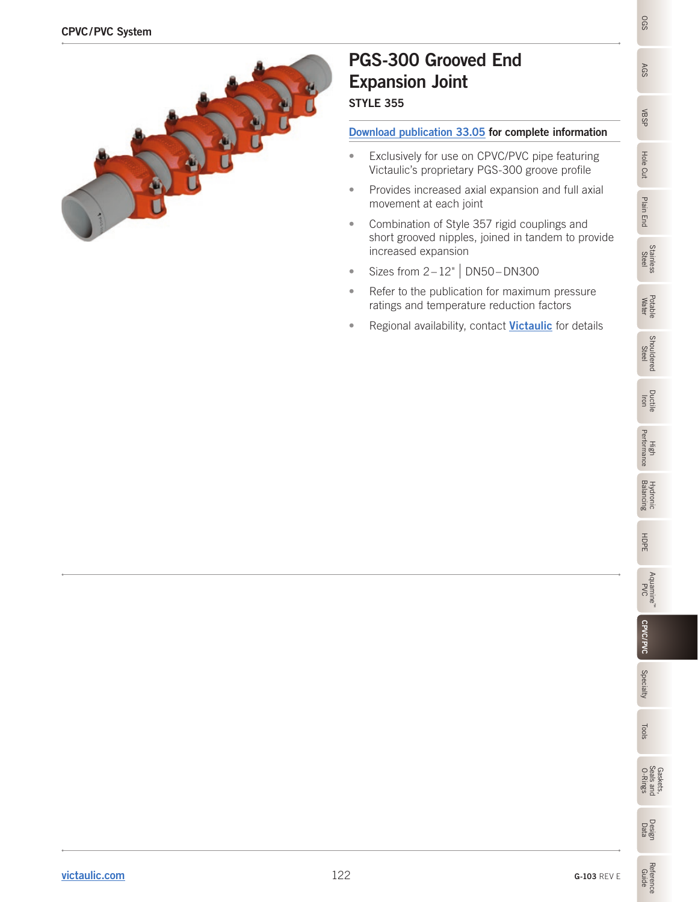# PGS-300 Grooved End Expansion Joint

**STYLE 355**

**Download publication 33.05 for complete information**

- Exclusively for use on CPVC/PVC pipe featuring Victaulic's proprietary PGS-300 groove profile
- Provides increased axial expansion and full axial movement at each joint
- Combination of Style 357 rigid couplings and short grooved nipples, joined in tandem to provide increased expansion
- Sizes from 2 – 12" | DN50 – DN300
- Refer to the publication for maximum pressure ratings and temperature reduction factors
- Regional availability, contact **Victaulic** for details